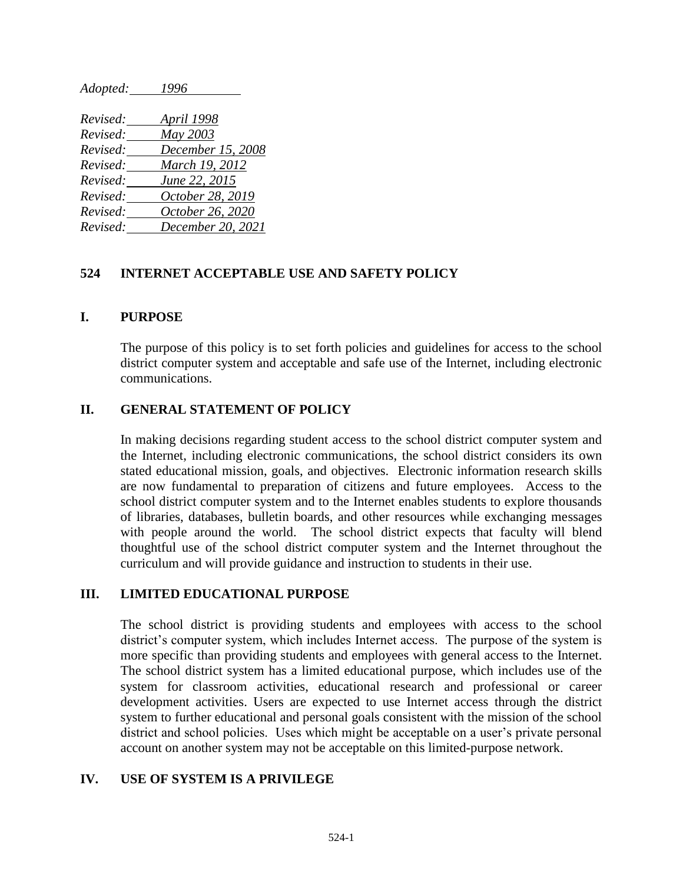*Adopted: 1996*

*Revised: April 1998*
*Revised: May 2003*
*Revised: December 15, 2008*
*Revised: March 19, 2012*
*Revised: June 22, 2015*
*Revised: October 28, 2019*
*Revised: October 26, 2020*
*Revised: December 20, 2021*

# 524 INTERNET ACCEPTABLE USE AND SAFETY POLICY

## I. PURPOSE

The purpose of this policy is to set forth policies and guidelines for access to the school district computer system and acceptable and safe use of the Internet, including electronic communications.

## II. GENERAL STATEMENT OF POLICY

In making decisions regarding student access to the school district computer system and the Internet, including electronic communications, the school district considers its own stated educational mission, goals, and objectives. Electronic information research skills are now fundamental to preparation of citizens and future employees. Access to the school district computer system and to the Internet enables students to explore thousands of libraries, databases, bulletin boards, and other resources while exchanging messages with people around the world. The school district expects that faculty will blend thoughtful use of the school district computer system and the Internet throughout the curriculum and will provide guidance and instruction to students in their use.

## III. LIMITED EDUCATIONAL PURPOSE

The school district is providing students and employees with access to the school district's computer system, which includes Internet access. The purpose of the system is more specific than providing students and employees with general access to the Internet. The school district system has a limited educational purpose, which includes use of the system for classroom activities, educational research and professional or career development activities. Users are expected to use Internet access through the district system to further educational and personal goals consistent with the mission of the school district and school policies. Uses which might be acceptable on a user's private personal account on another system may not be acceptable on this limited-purpose network.

## IV. USE OF SYSTEM IS A PRIVILEGE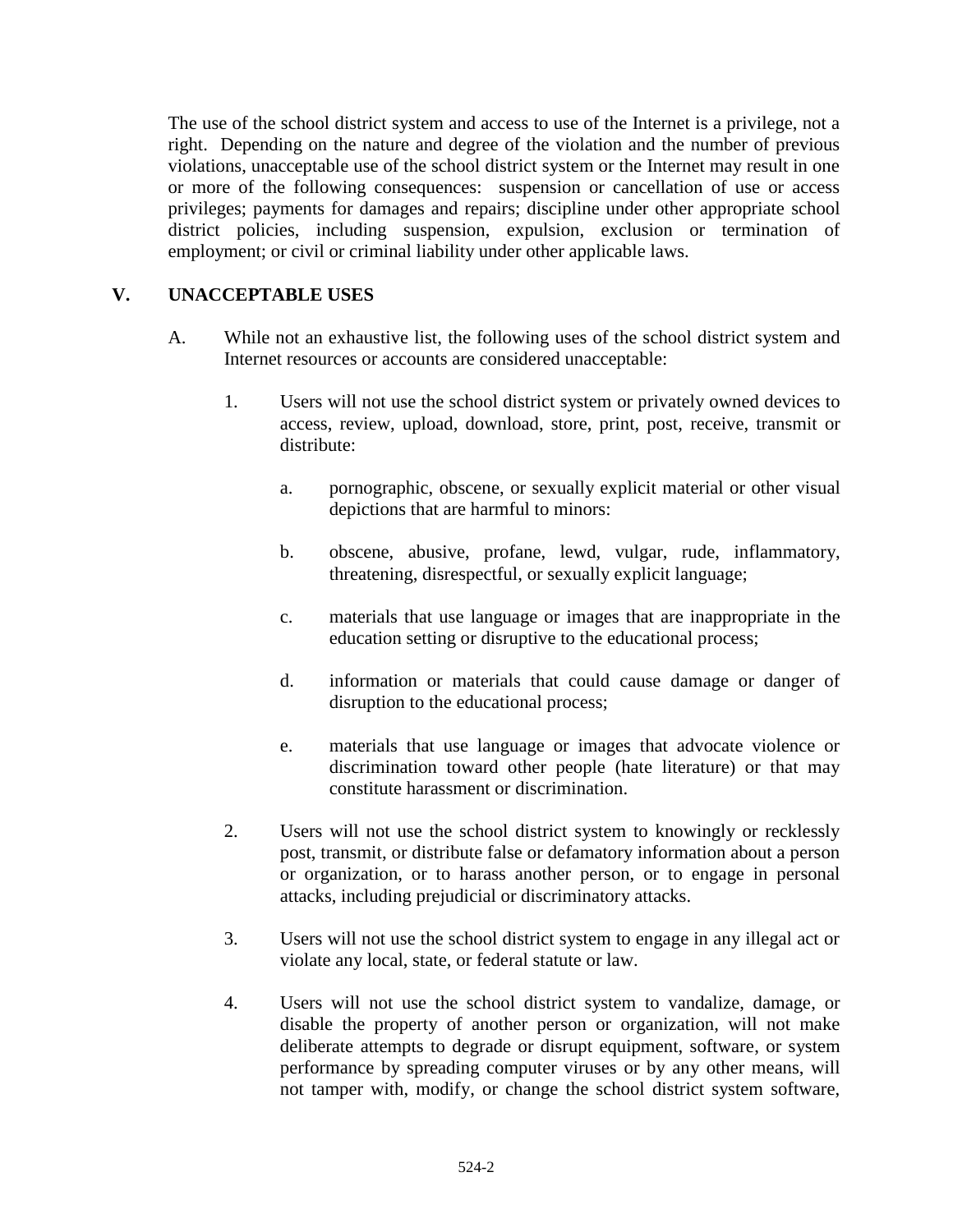The use of the school district system and access to use of the Internet is a privilege, not a right. Depending on the nature and degree of the violation and the number of previous violations, unacceptable use of the school district system or the Internet may result in one or more of the following consequences: suspension or cancellation of use or access privileges; payments for damages and repairs; discipline under other appropriate school district policies, including suspension, expulsion, exclusion or termination of employment; or civil or criminal liability under other applicable laws.

## V. UNACCEPTABLE USES

A. While not an exhaustive list, the following uses of the school district system and Internet resources or accounts are considered unacceptable:

1. Users will not use the school district system or privately owned devices to access, review, upload, download, store, print, post, receive, transmit or distribute:

   a. pornographic, obscene, or sexually explicit material or other visual depictions that are harmful to minors:

   b. obscene, abusive, profane, lewd, vulgar, rude, inflammatory, threatening, disrespectful, or sexually explicit language;

   c. materials that use language or images that are inappropriate in the education setting or disruptive to the educational process;

   d. information or materials that could cause damage or danger of disruption to the educational process;

   e. materials that use language or images that advocate violence or discrimination toward other people (hate literature) or that may constitute harassment or discrimination.

2. Users will not use the school district system to knowingly or recklessly post, transmit, or distribute false or defamatory information about a person or organization, or to harass another person, or to engage in personal attacks, including prejudicial or discriminatory attacks.

3. Users will not use the school district system to engage in any illegal act or violate any local, state, or federal statute or law.

4. Users will not use the school district system to vandalize, damage, or disable the property of another person or organization, will not make deliberate attempts to degrade or disrupt equipment, software, or system performance by spreading computer viruses or by any other means, will not tamper with, modify, or change the school district system software,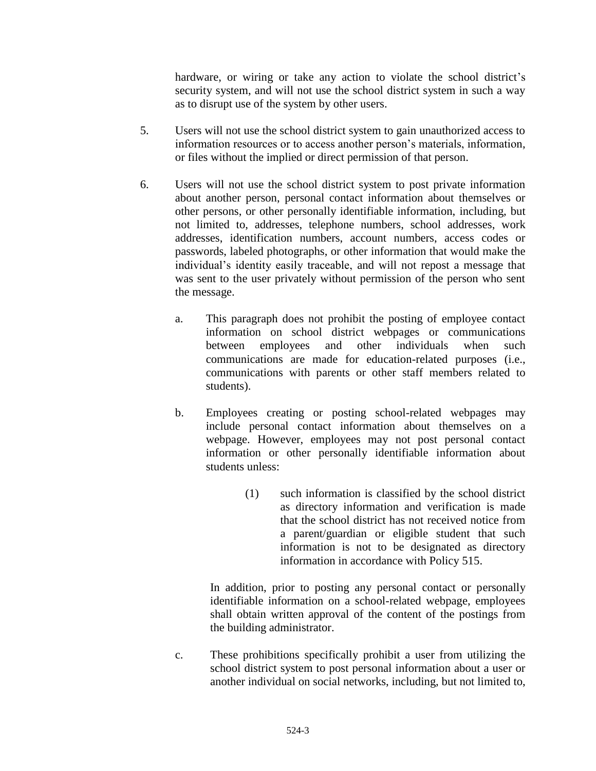hardware, or wiring or take any action to violate the school district's security system, and will not use the school district system in such a way as to disrupt use of the system by other users.

5. Users will not use the school district system to gain unauthorized access to information resources or to access another person's materials, information, or files without the implied or direct permission of that person.

6. Users will not use the school district system to post private information about another person, personal contact information about themselves or other persons, or other personally identifiable information, including, but not limited to, addresses, telephone numbers, school addresses, work addresses, identification numbers, account numbers, access codes or passwords, labeled photographs, or other information that would make the individual's identity easily traceable, and will not repost a message that was sent to the user privately without permission of the person who sent the message.

   a. This paragraph does not prohibit the posting of employee contact information on school district webpages or communications between employees and other individuals when such communications are made for education-related purposes (i.e., communications with parents or other staff members related to students).

   b. Employees creating or posting school-related webpages may include personal contact information about themselves on a webpage. However, employees may not post personal contact information or other personally identifiable information about students unless:

      (1) such information is classified by the school district as directory information and verification is made that the school district has not received notice from a parent/guardian or eligible student that such information is not to be designated as directory information in accordance with Policy 515.

      In addition, prior to posting any personal contact or personally identifiable information on a school-related webpage, employees shall obtain written approval of the content of the postings from the building administrator.

   c. These prohibitions specifically prohibit a user from utilizing the school district system to post personal information about a user or another individual on social networks, including, but not limited to,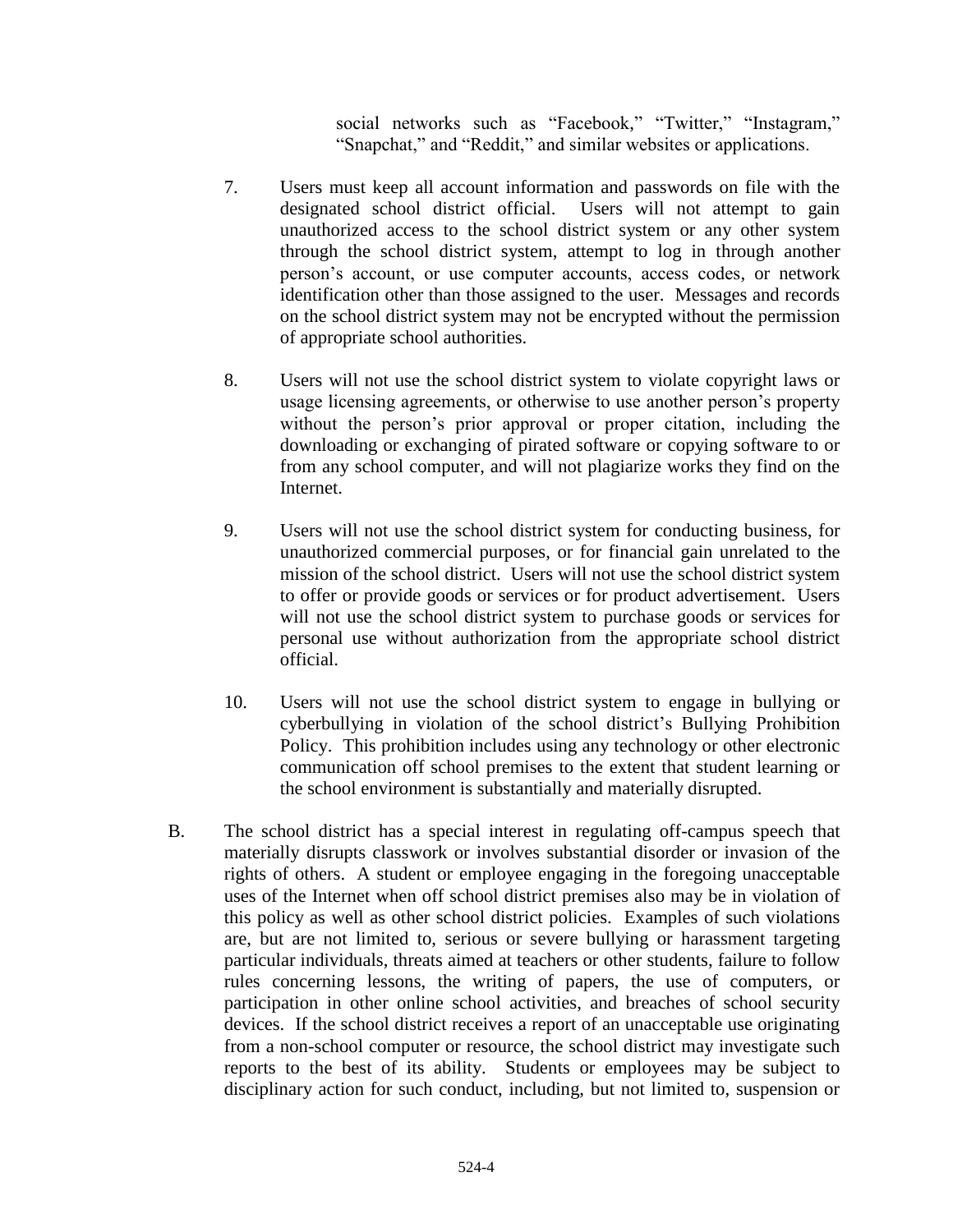social networks such as "Facebook," "Twitter," "Instagram," "Snapchat," and "Reddit," and similar websites or applications.

7. Users must keep all account information and passwords on file with the designated school district official. Users will not attempt to gain unauthorized access to the school district system or any other system through the school district system, attempt to log in through another person's account, or use computer accounts, access codes, or network identification other than those assigned to the user. Messages and records on the school district system may not be encrypted without the permission of appropriate school authorities.

8. Users will not use the school district system to violate copyright laws or usage licensing agreements, or otherwise to use another person's property without the person's prior approval or proper citation, including the downloading or exchanging of pirated software or copying software to or from any school computer, and will not plagiarize works they find on the Internet.

9. Users will not use the school district system for conducting business, for unauthorized commercial purposes, or for financial gain unrelated to the mission of the school district. Users will not use the school district system to offer or provide goods or services or for product advertisement. Users will not use the school district system to purchase goods or services for personal use without authorization from the appropriate school district official.

10. Users will not use the school district system to engage in bullying or cyberbullying in violation of the school district's Bullying Prohibition Policy. This prohibition includes using any technology or other electronic communication off school premises to the extent that student learning or the school environment is substantially and materially disrupted.

B. The school district has a special interest in regulating off-campus speech that materially disrupts classwork or involves substantial disorder or invasion of the rights of others. A student or employee engaging in the foregoing unacceptable uses of the Internet when off school district premises also may be in violation of this policy as well as other school district policies. Examples of such violations are, but are not limited to, serious or severe bullying or harassment targeting particular individuals, threats aimed at teachers or other students, failure to follow rules concerning lessons, the writing of papers, the use of computers, or participation in other online school activities, and breaches of school security devices. If the school district receives a report of an unacceptable use originating from a non-school computer or resource, the school district may investigate such reports to the best of its ability. Students or employees may be subject to disciplinary action for such conduct, including, but not limited to, suspension or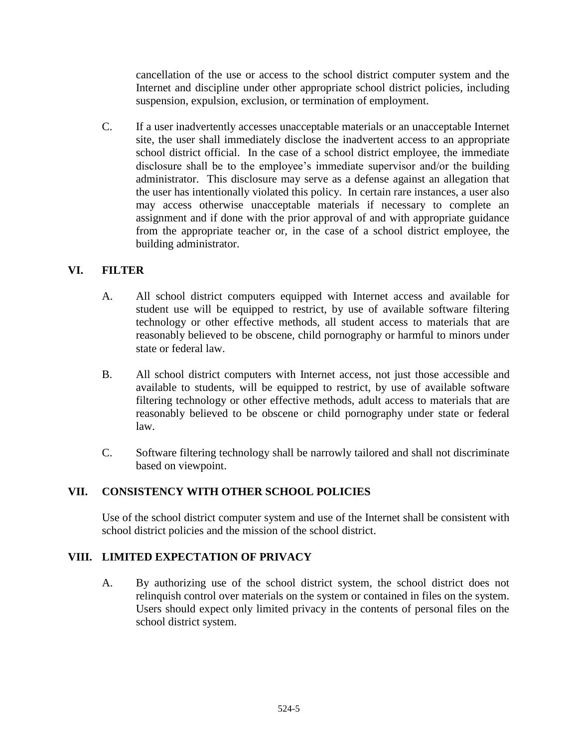cancellation of the use or access to the school district computer system and the Internet and discipline under other appropriate school district policies, including suspension, expulsion, exclusion, or termination of employment.

C. If a user inadvertently accesses unacceptable materials or an unacceptable Internet site, the user shall immediately disclose the inadvertent access to an appropriate school district official. In the case of a school district employee, the immediate disclosure shall be to the employee's immediate supervisor and/or the building administrator. This disclosure may serve as a defense against an allegation that the user has intentionally violated this policy. In certain rare instances, a user also may access otherwise unacceptable materials if necessary to complete an assignment and if done with the prior approval of and with appropriate guidance from the appropriate teacher or, in the case of a school district employee, the building administrator.

## VI. FILTER

A. All school district computers equipped with Internet access and available for student use will be equipped to restrict, by use of available software filtering technology or other effective methods, all student access to materials that are reasonably believed to be obscene, child pornography or harmful to minors under state or federal law.

B. All school district computers with Internet access, not just those accessible and available to students, will be equipped to restrict, by use of available software filtering technology or other effective methods, adult access to materials that are reasonably believed to be obscene or child pornography under state or federal law.

C. Software filtering technology shall be narrowly tailored and shall not discriminate based on viewpoint.

## VII. CONSISTENCY WITH OTHER SCHOOL POLICIES

Use of the school district computer system and use of the Internet shall be consistent with school district policies and the mission of the school district.

## VIII. LIMITED EXPECTATION OF PRIVACY

A. By authorizing use of the school district system, the school district does not relinquish control over materials on the system or contained in files on the system. Users should expect only limited privacy in the contents of personal files on the school district system.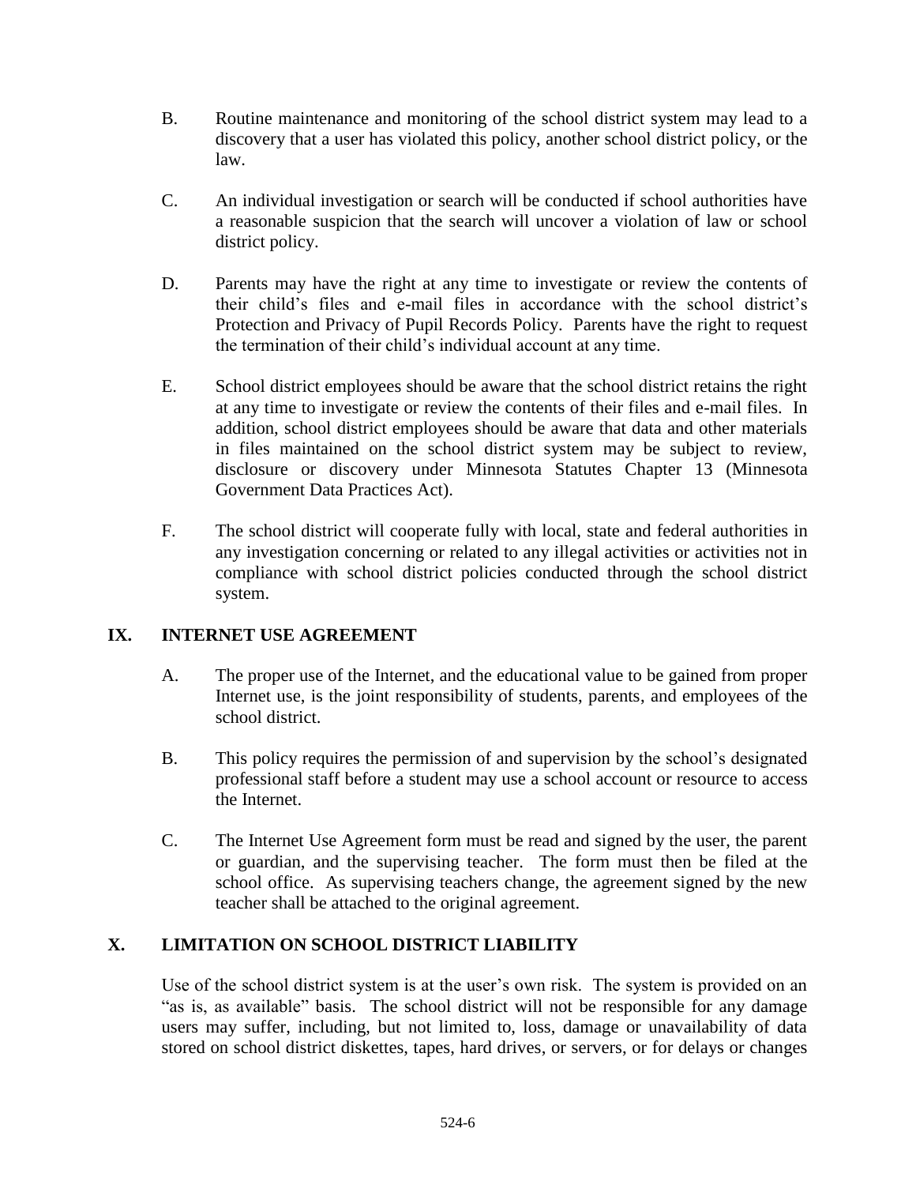B. Routine maintenance and monitoring of the school district system may lead to a discovery that a user has violated this policy, another school district policy, or the law.

C. An individual investigation or search will be conducted if school authorities have a reasonable suspicion that the search will uncover a violation of law or school district policy.

D. Parents may have the right at any time to investigate or review the contents of their child's files and e-mail files in accordance with the school district's Protection and Privacy of Pupil Records Policy. Parents have the right to request the termination of their child's individual account at any time.

E. School district employees should be aware that the school district retains the right at any time to investigate or review the contents of their files and e-mail files. In addition, school district employees should be aware that data and other materials in files maintained on the school district system may be subject to review, disclosure or discovery under Minnesota Statutes Chapter 13 (Minnesota Government Data Practices Act).

F. The school district will cooperate fully with local, state and federal authorities in any investigation concerning or related to any illegal activities or activities not in compliance with school district policies conducted through the school district system.

## IX. INTERNET USE AGREEMENT

A. The proper use of the Internet, and the educational value to be gained from proper Internet use, is the joint responsibility of students, parents, and employees of the school district.

B. This policy requires the permission of and supervision by the school's designated professional staff before a student may use a school account or resource to access the Internet.

C. The Internet Use Agreement form must be read and signed by the user, the parent or guardian, and the supervising teacher. The form must then be filed at the school office. As supervising teachers change, the agreement signed by the new teacher shall be attached to the original agreement.

## X. LIMITATION ON SCHOOL DISTRICT LIABILITY

Use of the school district system is at the user's own risk. The system is provided on an "as is, as available" basis. The school district will not be responsible for any damage users may suffer, including, but not limited to, loss, damage or unavailability of data stored on school district diskettes, tapes, hard drives, or servers, or for delays or changes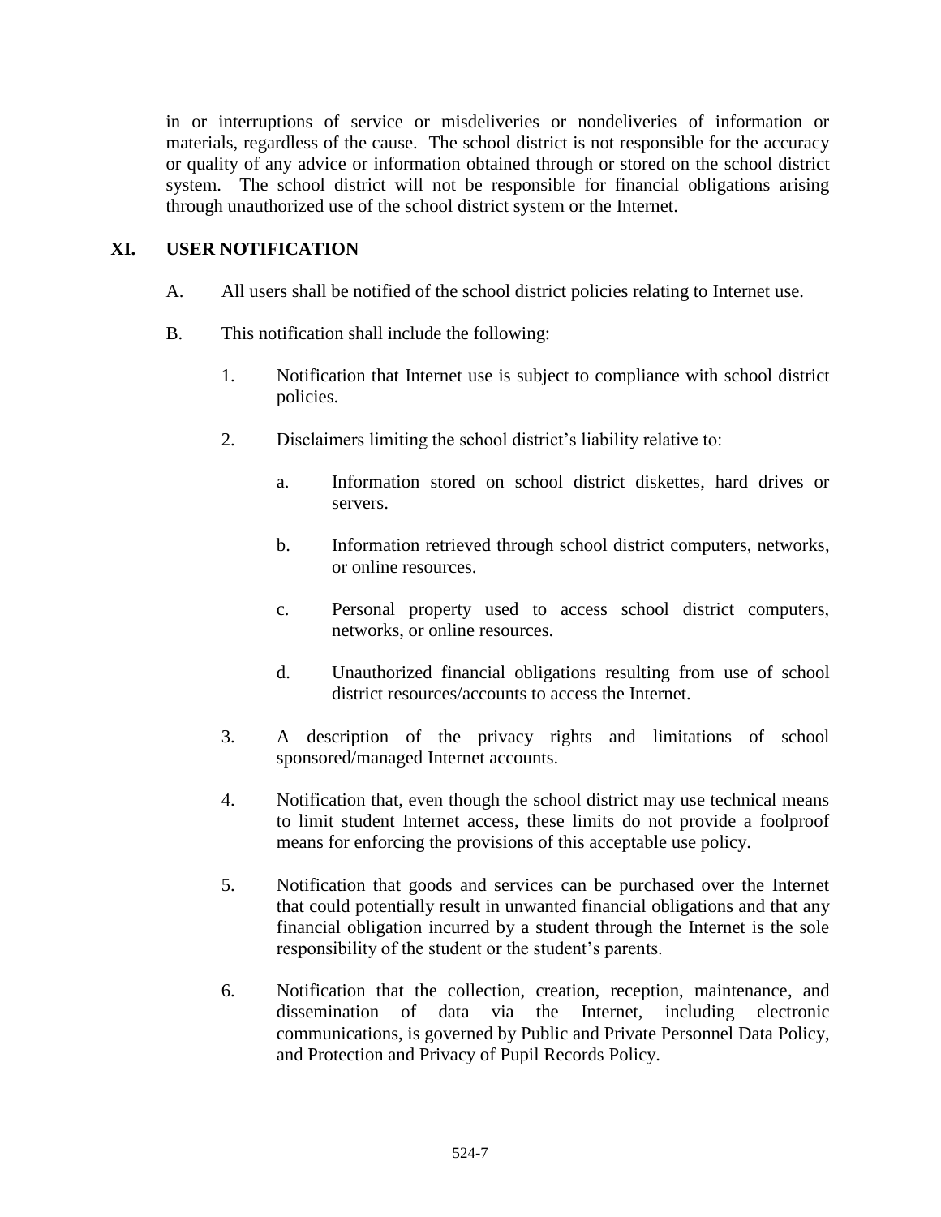in or interruptions of service or misdeliveries or nondeliveries of information or materials, regardless of the cause. The school district is not responsible for the accuracy or quality of any advice or information obtained through or stored on the school district system. The school district will not be responsible for financial obligations arising through unauthorized use of the school district system or the Internet.

## XI. USER NOTIFICATION

A. All users shall be notified of the school district policies relating to Internet use.

B. This notification shall include the following:

1. Notification that Internet use is subject to compliance with school district policies.

2. Disclaimers limiting the school district's liability relative to:

   a. Information stored on school district diskettes, hard drives or servers.

   b. Information retrieved through school district computers, networks, or online resources.

   c. Personal property used to access school district computers, networks, or online resources.

   d. Unauthorized financial obligations resulting from use of school district resources/accounts to access the Internet.

3. A description of the privacy rights and limitations of school sponsored/managed Internet accounts.

4. Notification that, even though the school district may use technical means to limit student Internet access, these limits do not provide a foolproof means for enforcing the provisions of this acceptable use policy.

5. Notification that goods and services can be purchased over the Internet that could potentially result in unwanted financial obligations and that any financial obligation incurred by a student through the Internet is the sole responsibility of the student or the student's parents.

6. Notification that the collection, creation, reception, maintenance, and dissemination of data via the Internet, including electronic communications, is governed by Public and Private Personnel Data Policy, and Protection and Privacy of Pupil Records Policy.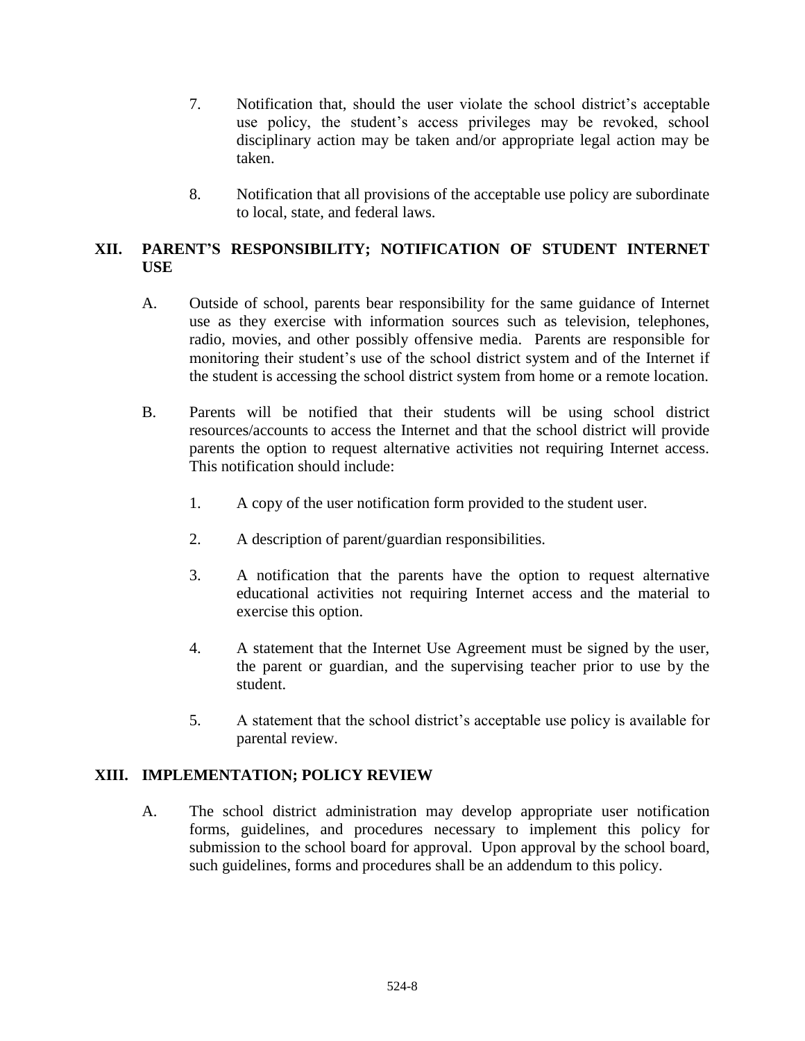7. Notification that, should the user violate the school district's acceptable use policy, the student's access privileges may be revoked, school disciplinary action may be taken and/or appropriate legal action may be taken.

8. Notification that all provisions of the acceptable use policy are subordinate to local, state, and federal laws.

## XII. PARENT'S RESPONSIBILITY; NOTIFICATION OF STUDENT INTERNET USE

A. Outside of school, parents bear responsibility for the same guidance of Internet use as they exercise with information sources such as television, telephones, radio, movies, and other possibly offensive media. Parents are responsible for monitoring their student's use of the school district system and of the Internet if the student is accessing the school district system from home or a remote location.

B. Parents will be notified that their students will be using school district resources/accounts to access the Internet and that the school district will provide parents the option to request alternative activities not requiring Internet access. This notification should include:

1. A copy of the user notification form provided to the student user.

2. A description of parent/guardian responsibilities.

3. A notification that the parents have the option to request alternative educational activities not requiring Internet access and the material to exercise this option.

4. A statement that the Internet Use Agreement must be signed by the user, the parent or guardian, and the supervising teacher prior to use by the student.

5. A statement that the school district's acceptable use policy is available for parental review.

## XIII. IMPLEMENTATION; POLICY REVIEW

A. The school district administration may develop appropriate user notification forms, guidelines, and procedures necessary to implement this policy for submission to the school board for approval. Upon approval by the school board, such guidelines, forms and procedures shall be an addendum to this policy.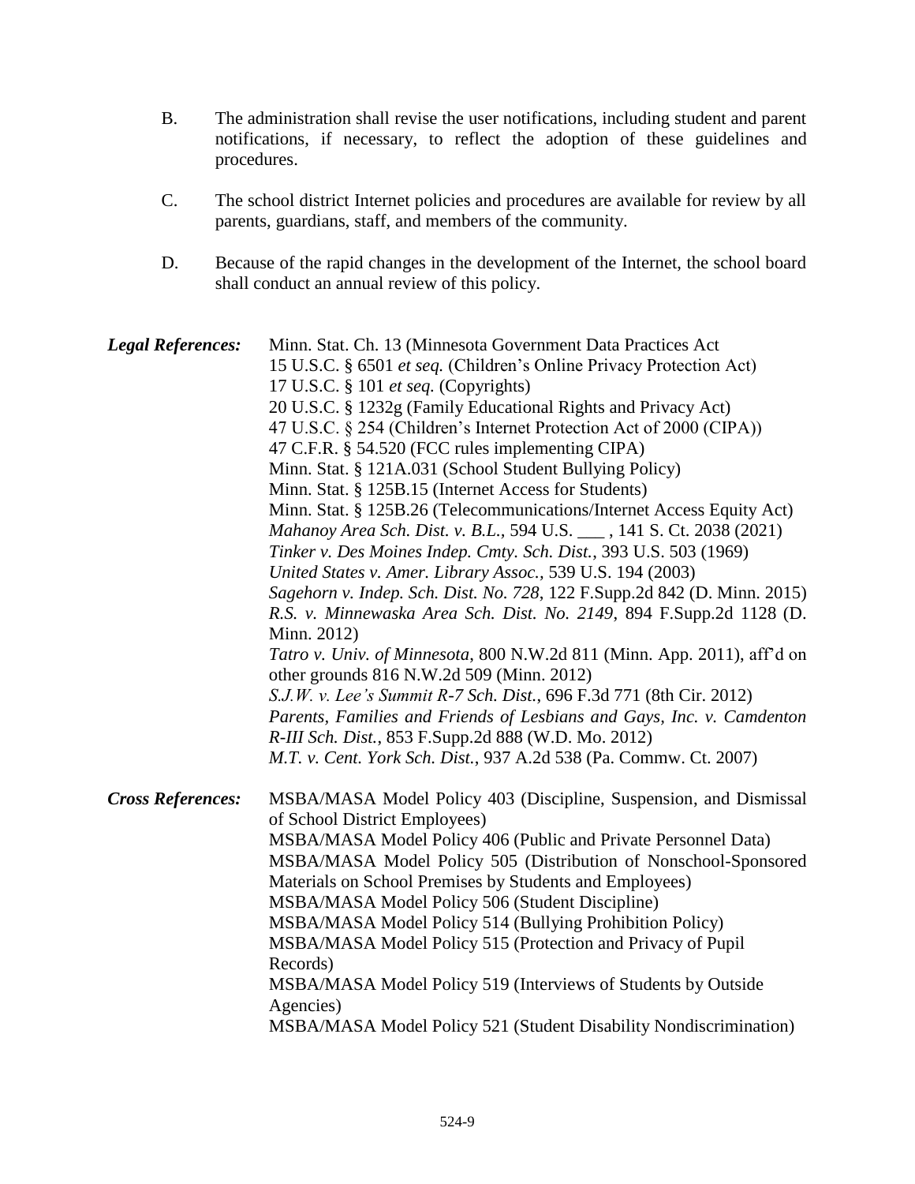B. The administration shall revise the user notifications, including student and parent notifications, if necessary, to reflect the adoption of these guidelines and procedures.

C. The school district Internet policies and procedures are available for review by all parents, guardians, staff, and members of the community.

D. Because of the rapid changes in the development of the Internet, the school board shall conduct an annual review of this policy.

***Legal References:***

Minn. Stat. Ch. 13 (Minnesota Government Data Practices Act
15 U.S.C. § 6501 *et seq.* (Children's Online Privacy Protection Act)
17 U.S.C. § 101 *et seq.* (Copyrights)
20 U.S.C. § 1232g (Family Educational Rights and Privacy Act)
47 U.S.C. § 254 (Children's Internet Protection Act of 2000 (CIPA))
47 C.F.R. § 54.520 (FCC rules implementing CIPA)
Minn. Stat. § 121A.031 (School Student Bullying Policy)
Minn. Stat. § 125B.15 (Internet Access for Students)
Minn. Stat. § 125B.26 (Telecommunications/Internet Access Equity Act)
*Mahanoy Area Sch. Dist. v. B.L.*, 594 U.S. ___ , 141 S. Ct. 2038 (2021)
*Tinker v. Des Moines Indep. Cmty. Sch. Dist.*, 393 U.S. 503 (1969)
*United States v. Amer. Library Assoc.*, 539 U.S. 194 (2003)
*Sagehorn v. Indep. Sch. Dist. No. 728*, 122 F.Supp.2d 842 (D. Minn. 2015)
*R.S. v. Minnewaska Area Sch. Dist. No. 2149*, 894 F.Supp.2d 1128 (D. Minn. 2012)
*Tatro v. Univ. of Minnesota*, 800 N.W.2d 811 (Minn. App. 2011), aff'd on other grounds 816 N.W.2d 509 (Minn. 2012)
*S.J.W. v. Lee's Summit R-7 Sch. Dist.*, 696 F.3d 771 (8th Cir. 2012)
*Parents, Families and Friends of Lesbians and Gays, Inc. v. Camdenton R-III Sch. Dist.*, 853 F.Supp.2d 888 (W.D. Mo. 2012)
*M.T. v. Cent. York Sch. Dist.*, 937 A.2d 538 (Pa. Commw. Ct. 2007)

***Cross References:***

MSBA/MASA Model Policy 403 (Discipline, Suspension, and Dismissal of School District Employees)
MSBA/MASA Model Policy 406 (Public and Private Personnel Data)
MSBA/MASA Model Policy 505 (Distribution of Nonschool-Sponsored Materials on School Premises by Students and Employees)
MSBA/MASA Model Policy 506 (Student Discipline)
MSBA/MASA Model Policy 514 (Bullying Prohibition Policy)
MSBA/MASA Model Policy 515 (Protection and Privacy of Pupil Records)
MSBA/MASA Model Policy 519 (Interviews of Students by Outside Agencies)
MSBA/MASA Model Policy 521 (Student Disability Nondiscrimination)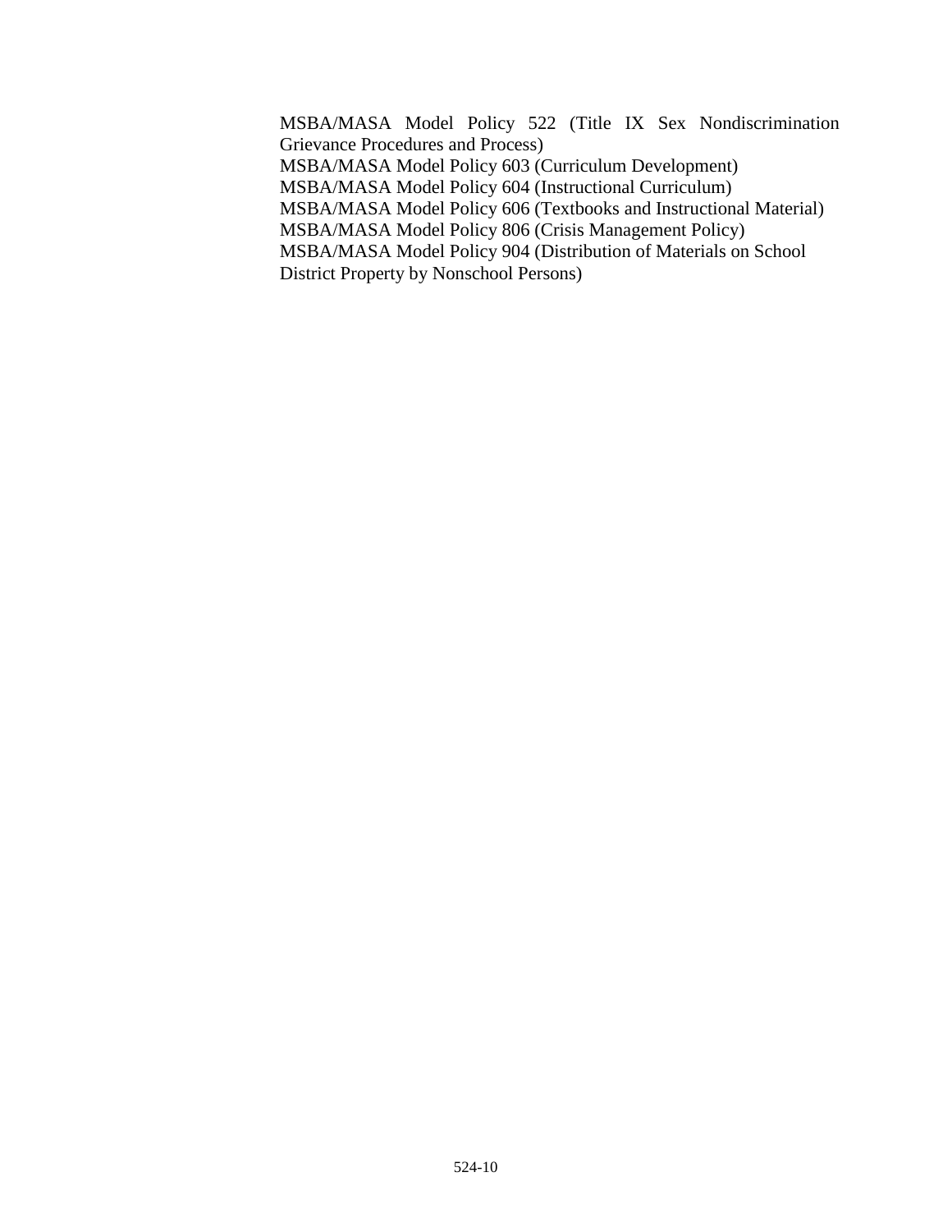MSBA/MASA Model Policy 522 (Title IX Sex Nondiscrimination Grievance Procedures and Process)
MSBA/MASA Model Policy 603 (Curriculum Development)
MSBA/MASA Model Policy 604 (Instructional Curriculum)
MSBA/MASA Model Policy 606 (Textbooks and Instructional Material)
MSBA/MASA Model Policy 806 (Crisis Management Policy)
MSBA/MASA Model Policy 904 (Distribution of Materials on School District Property by Nonschool Persons)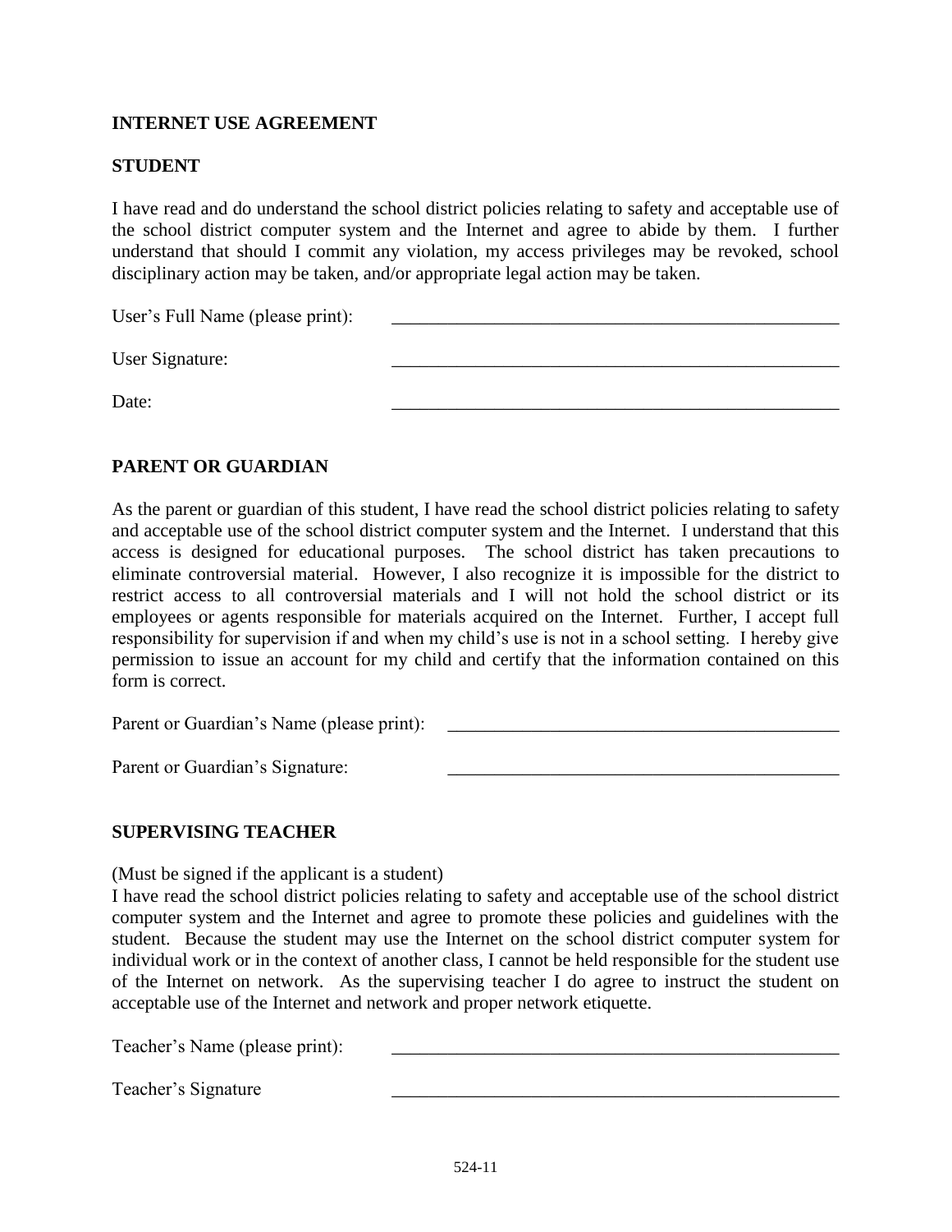## INTERNET USE AGREEMENT

### STUDENT

I have read and do understand the school district policies relating to safety and acceptable use of the school district computer system and the Internet and agree to abide by them. I further understand that should I commit any violation, my access privileges may be revoked, school disciplinary action may be taken, and/or appropriate legal action may be taken.

User's Full Name (please print): ______________________________

User Signature: ______________________________

Date: ______________________________

### PARENT OR GUARDIAN

As the parent or guardian of this student, I have read the school district policies relating to safety and acceptable use of the school district computer system and the Internet. I understand that this access is designed for educational purposes. The school district has taken precautions to eliminate controversial material. However, I also recognize it is impossible for the district to restrict access to all controversial materials and I will not hold the school district or its employees or agents responsible for materials acquired on the Internet. Further, I accept full responsibility for supervision if and when my child's use is not in a school setting. I hereby give permission to issue an account for my child and certify that the information contained on this form is correct.

Parent or Guardian's Name (please print): ______________________________

Parent or Guardian's Signature: ______________________________

### SUPERVISING TEACHER

(Must be signed if the applicant is a student)

I have read the school district policies relating to safety and acceptable use of the school district computer system and the Internet and agree to promote these policies and guidelines with the student. Because the student may use the Internet on the school district computer system for individual work or in the context of another class, I cannot be held responsible for the student use of the Internet on network. As the supervising teacher I do agree to instruct the student on acceptable use of the Internet and network and proper network etiquette.

Teacher's Name (please print): ______________________________

Teacher's Signature ______________________________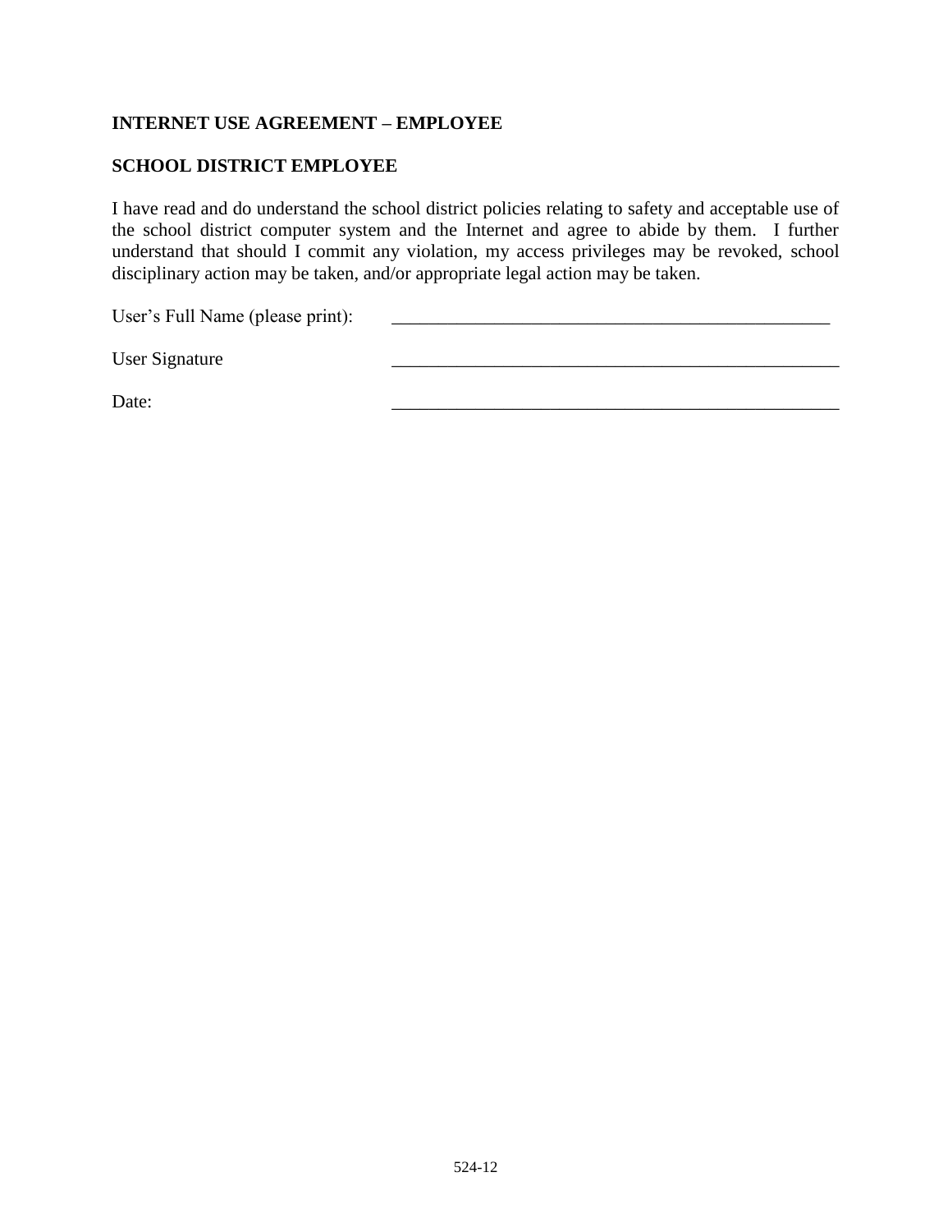**INTERNET USE AGREEMENT – EMPLOYEE**

**SCHOOL DISTRICT EMPLOYEE**

I have read and do understand the school district policies relating to safety and acceptable use of the school district computer system and the Internet and agree to abide by them. I further understand that should I commit any violation, my access privileges may be revoked, school disciplinary action may be taken, and/or appropriate legal action may be taken.

User's Full Name (please print): __________________________________________________

User Signature __________________________________________________

Date: __________________________________________________